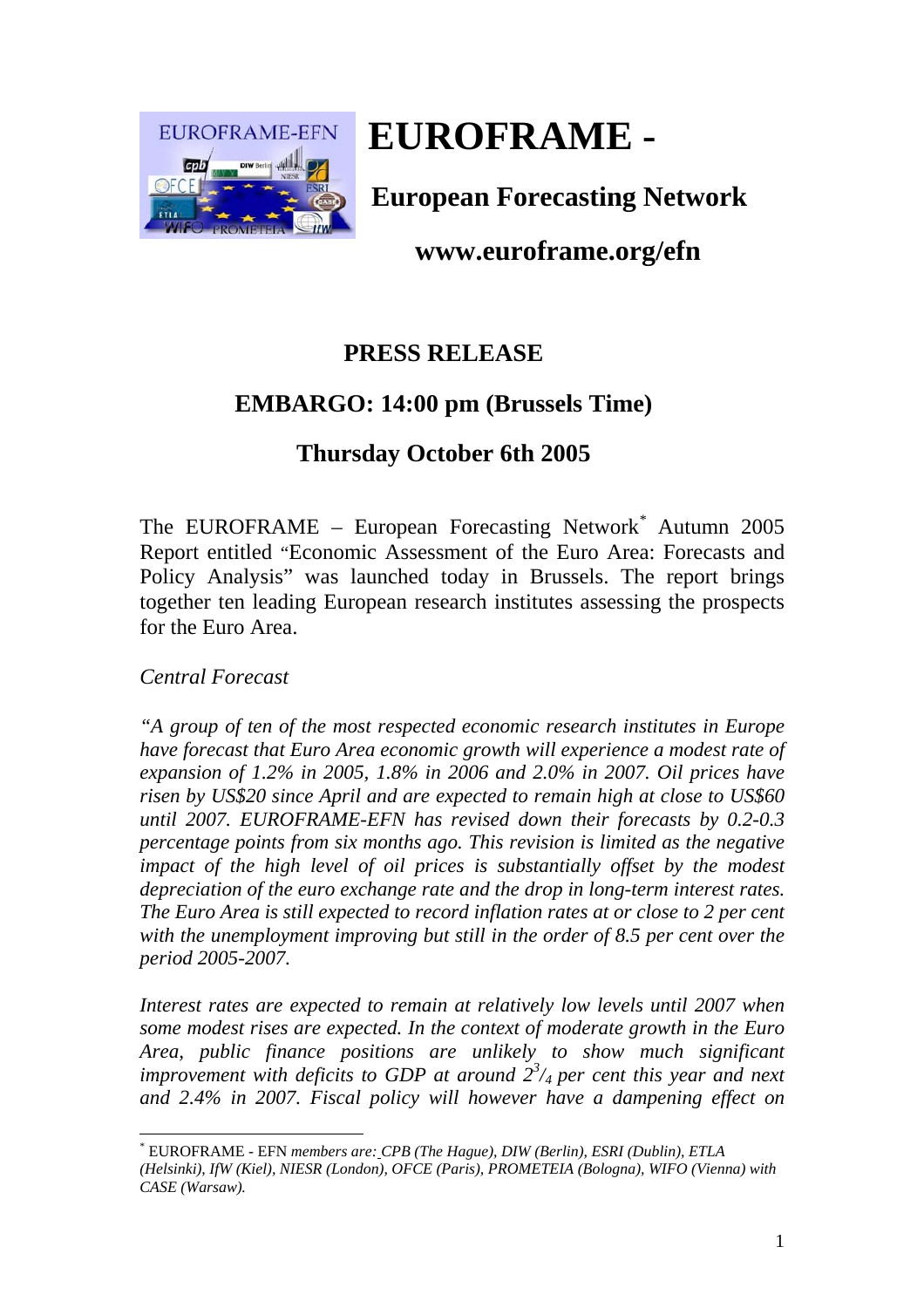# EUROFRAME -

## European Forecasting Network

## www.euroframe.org/efn

### PRESS RELEASE

### EMBARGO: 14:00 pm (Brussels Time)

### Thursday October 6th 2005

The EUROFRAME – European Forecasting Network[*] Autumn 2005 Report entitled "Economic Assessment of the Euro Area: Forecasts and Policy Analysis" was launched today in Brussels. The report brings together ten leading European research institutes assessing the prospects for the Euro Area.

*Central Forecast*

*"A group of ten of the most respected economic research institutes in Europe have forecast that Euro Area economic growth will experience a modest rate of expansion of 1.2% in 2005, 1.8% in 2006 and 2.0% in 2007. Oil prices have risen by US$20 since April and are expected to remain high at close to US$60 until 2007. EUROFRAME-EFN has revised down their forecasts by 0.2-0.3 percentage points from six months ago. This revision is limited as the negative impact of the high level of oil prices is substantially offset by the modest depreciation of the euro exchange rate and the drop in long-term interest rates. The Euro Area is still expected to record inflation rates at or close to 2 per cent with the unemployment improving but still in the order of 8.5 per cent over the period 2005-2007.*

*Interest rates are expected to remain at relatively low levels until 2007 when some modest rises are expected. In the context of moderate growth in the Euro Area, public finance positions are unlikely to show much significant improvement with deficits to GDP at around $2^3/_4$ per cent this year and next and 2.4% in 2007. Fiscal policy will however have a dampening effect on*

---

[*] EUROFRAME - EFN *members are: CPB (The Hague), DIW (Berlin), ESRI (Dublin), ETLA (Helsinki), IfW (Kiel), NIESR (London), OFCE (Paris), PROMETEIA (Bologna), WIFO (Vienna) with CASE (Warsaw).*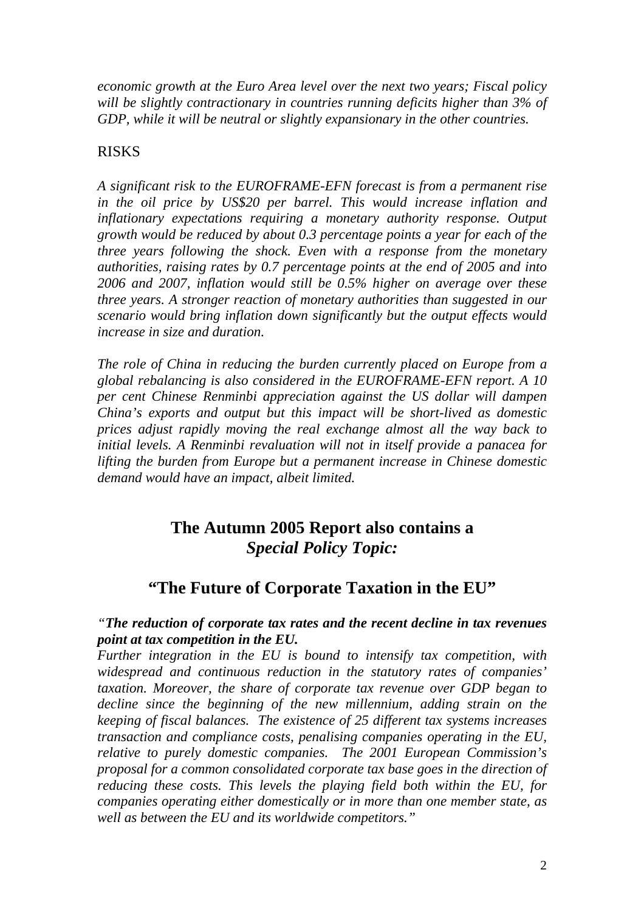*economic growth at the Euro Area level over the next two years; Fiscal policy will be slightly contractionary in countries running deficits higher than 3% of GDP, while it will be neutral or slightly expansionary in the other countries.*

RISKS

*A significant risk to the EUROFRAME-EFN forecast is from a permanent rise in the oil price by US$20 per barrel. This would increase inflation and inflationary expectations requiring a monetary authority response. Output growth would be reduced by about 0.3 percentage points a year for each of the three years following the shock. Even with a response from the monetary authorities, raising rates by 0.7 percentage points at the end of 2005 and into 2006 and 2007, inflation would still be 0.5% higher on average over these three years. A stronger reaction of monetary authorities than suggested in our scenario would bring inflation down significantly but the output effects would increase in size and duration.*

*The role of China in reducing the burden currently placed on Europe from a global rebalancing is also considered in the EUROFRAME-EFN report. A 10 per cent Chinese Renminbi appreciation against the US dollar will dampen China's exports and output but this impact will be short-lived as domestic prices adjust rapidly moving the real exchange almost all the way back to initial levels. A Renminbi revaluation will not in itself provide a panacea for lifting the burden from Europe but a permanent increase in Chinese domestic demand would have an impact, albeit limited.*

## The Autumn 2005 Report also contains a *Special Policy Topic:*

## "The Future of Corporate Taxation in the EU"

*"**The reduction of corporate tax rates and the recent decline in tax revenues point at tax competition in the EU.***
*Further integration in the EU is bound to intensify tax competition, with widespread and continuous reduction in the statutory rates of companies' taxation. Moreover, the share of corporate tax revenue over GDP began to decline since the beginning of the new millennium, adding strain on the keeping of fiscal balances. The existence of 25 different tax systems increases transaction and compliance costs, penalising companies operating in the EU, relative to purely domestic companies. The 2001 European Commission's proposal for a common consolidated corporate tax base goes in the direction of reducing these costs. This levels the playing field both within the EU, for companies operating either domestically or in more than one member state, as well as between the EU and its worldwide competitors."*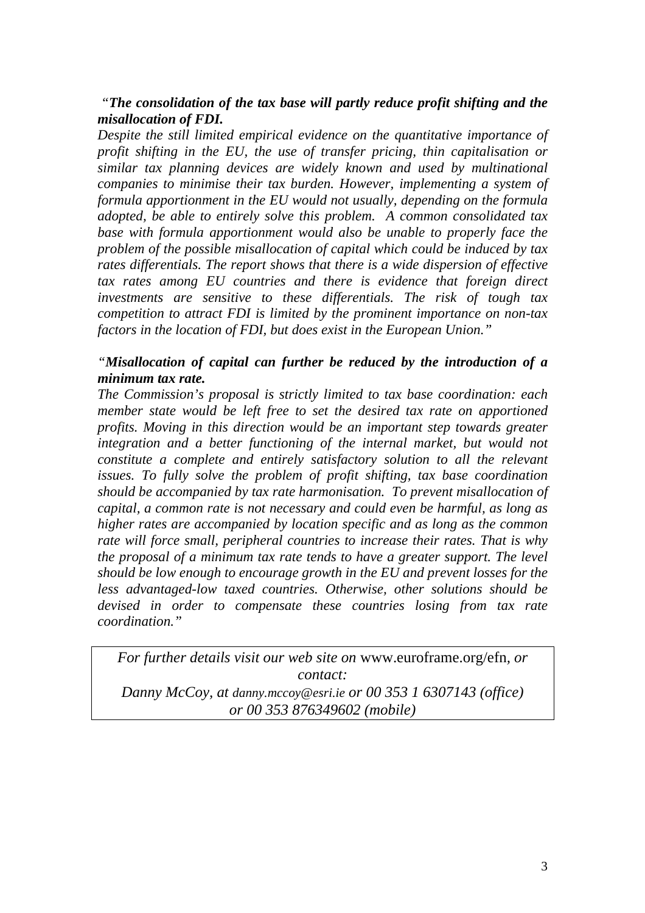*"**The consolidation of the tax base will partly reduce profit shifting and the misallocation of FDI.***
*Despite the still limited empirical evidence on the quantitative importance of profit shifting in the EU, the use of transfer pricing, thin capitalisation or similar tax planning devices are widely known and used by multinational companies to minimise their tax burden. However, implementing a system of formula apportionment in the EU would not usually, depending on the formula adopted, be able to entirely solve this problem. A common consolidated tax base with formula apportionment would also be unable to properly face the problem of the possible misallocation of capital which could be induced by tax rates differentials. The report shows that there is a wide dispersion of effective tax rates among EU countries and there is evidence that foreign direct investments are sensitive to these differentials. The risk of tough tax competition to attract FDI is limited by the prominent importance on non-tax factors in the location of FDI, but does exist in the European Union."*

*"**Misallocation of capital can further be reduced by the introduction of a minimum tax rate.***
*The Commission's proposal is strictly limited to tax base coordination: each member state would be left free to set the desired tax rate on apportioned profits. Moving in this direction would be an important step towards greater integration and a better functioning of the internal market, but would not constitute a complete and entirely satisfactory solution to all the relevant issues. To fully solve the problem of profit shifting, tax base coordination should be accompanied by tax rate harmonisation. To prevent misallocation of capital, a common rate is not necessary and could even be harmful, as long as higher rates are accompanied by location specific and as long as the common rate will force small, peripheral countries to increase their rates. That is why the proposal of a minimum tax rate tends to have a greater support. The level should be low enough to encourage growth in the EU and prevent losses for the less advantaged-low taxed countries. Otherwise, other solutions should be devised in order to compensate these countries losing from tax rate coordination."*

*For further details visit our web site on* www.euroframe.org/efn, *or contact:*
*Danny McCoy, at danny.mccoy@esri.ie or 00 353 1 6307143 (office) or 00 353 876349602 (mobile)*